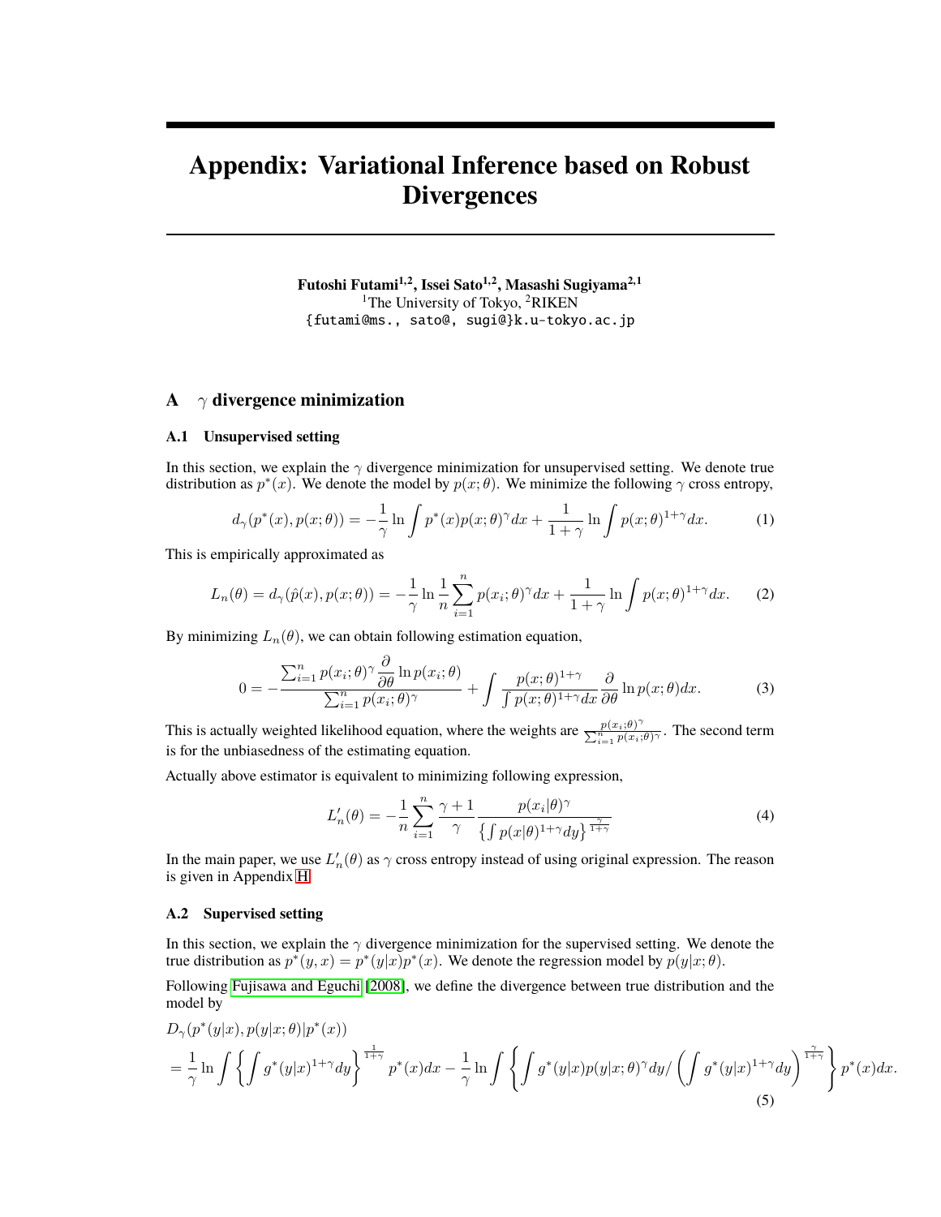# Appendix: Variational Inference based on Robust Divergences

**Futoshi Futami[1,2], Issei Sato[1,2], Masashi Sugiyama[2,1]**
[1]The University of Tokyo, [2]RIKEN
{futami@ms., sato@, sugi@}k.u-tokyo.ac.jp

## A $\gamma$ divergence minimization

### A.1 Unsupervised setting

In this section, we explain the $\gamma$ divergence minimization for unsupervised setting. We denote true distribution as $p^*(x)$. We denote the model by $p(x;\theta)$. We minimize the following $\gamma$ cross entropy,

$$d_\gamma(p^*(x), p(x;\theta)) = -\frac{1}{\gamma}\ln\int p^*(x)p(x;\theta)^\gamma dx + \frac{1}{1+\gamma}\ln\int p(x;\theta)^{1+\gamma}dx. \tag{1}$$

This is empirically approximated as

$$L_n(\theta) = d_\gamma(\hat{p}(x), p(x;\theta)) = -\frac{1}{\gamma}\ln\frac{1}{n}\sum_{i=1}^{n} p(x_i;\theta)^\gamma dx + \frac{1}{1+\gamma}\ln\int p(x;\theta)^{1+\gamma}dx. \tag{2}$$

By minimizing $L_n(\theta)$, we can obtain following estimation equation,

$$0 = -\frac{\sum_{i=1}^{n} p(x_i;\theta)^\gamma \frac{\partial}{\partial\theta}\ln p(x_i;\theta)}{\sum_{i=1}^{n} p(x_i;\theta)^\gamma} + \int \frac{p(x;\theta)^{1+\gamma}}{\int p(x;\theta)^{1+\gamma}dx}\frac{\partial}{\partial\theta}\ln p(x;\theta)dx. \tag{3}$$

This is actually weighted likelihood equation, where the weights are $\frac{p(x_i;\theta)^\gamma}{\sum_{i=1}^{n} p(x_i;\theta)^\gamma}$. The second term is for the unbiasedness of the estimating equation.

Actually above estimator is equivalent to minimizing following expression,

$$L'_n(\theta) = -\frac{1}{n}\sum_{i=1}^{n}\frac{\gamma+1}{\gamma}\frac{p(x_i|\theta)^\gamma}{\left\{\int p(x|\theta)^{1+\gamma}dy\right\}^{\frac{\gamma}{1+\gamma}}} \tag{4}$$

In the main paper, we use $L'_n(\theta)$ as $\gamma$ cross entropy instead of using original expression. The reason is given in Appendix H.

### A.2 Supervised setting

In this section, we explain the $\gamma$ divergence minimization for the supervised setting. We denote the true distribution as $p^*(y,x) = p^*(y|x)p^*(x)$. We denote the regression model by $p(y|x;\theta)$.

Following Fujisawa and Eguchi [2008], we define the divergence between true distribution and the model by

$$\begin{aligned}
&D_\gamma(p^*(y|x), p(y|x;\theta)|p^*(x)) \\
&= \frac{1}{\gamma}\ln\int\left\{\int g^*(y|x)^{1+\gamma}dy\right\}^{\frac{1}{1+\gamma}} p^*(x)dx - \frac{1}{\gamma}\ln\int\left\{\int g^*(y|x)p(y|x;\theta)^\gamma dy \Big/ \left(\int g^*(y|x)^{1+\gamma}dy\right)^{\frac{\gamma}{1+\gamma}}\right\} p^*(x)dx.
\end{aligned} \tag{5}$$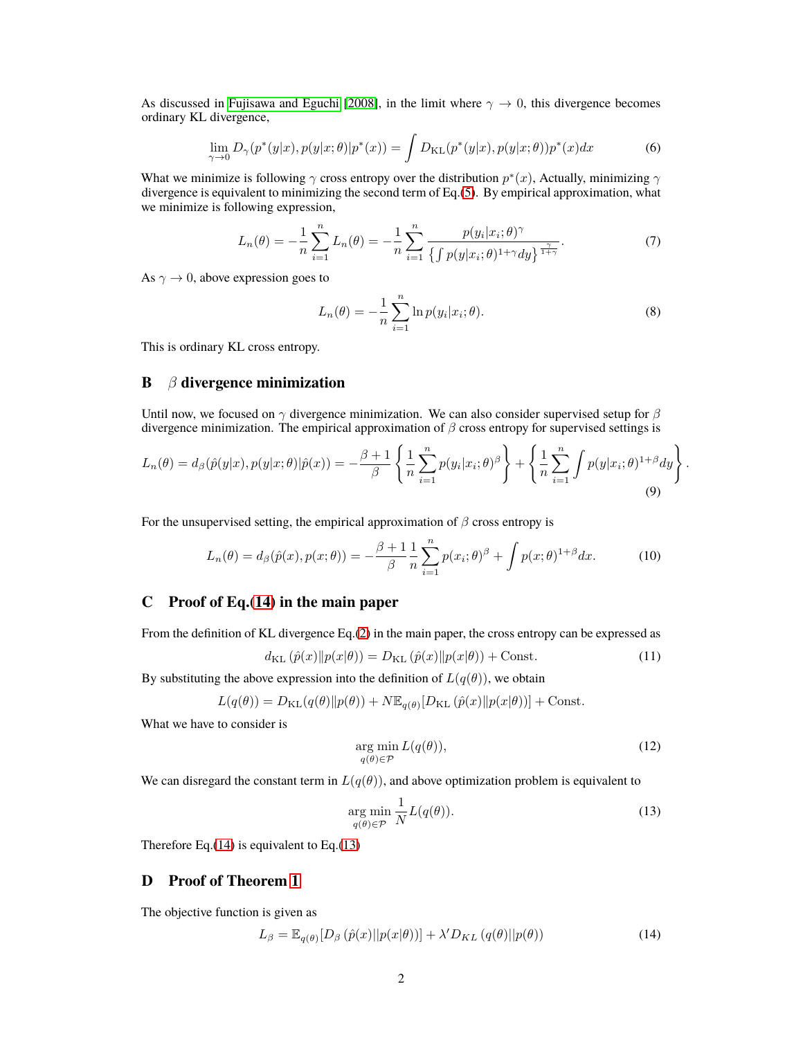As discussed in Fujisawa and Eguchi [2008], in the limit where $\gamma \to 0$, this divergence becomes ordinary KL divergence,

$$\lim_{\gamma \to 0} D_\gamma(p^*(y|x), p(y|x;\theta)|p^*(x)) = \int D_{\mathrm{KL}}(p^*(y|x), p(y|x;\theta)) p^*(x) dx \tag{6}$$

What we minimize is following $\gamma$ cross entropy over the distribution $p^*(x)$, Actually, minimizing $\gamma$ divergence is equivalent to minimizing the second term of Eq.(5). By empirical approximation, what we minimize is following expression,

$$L_n(\theta) = -\frac{1}{n}\sum_{i=1}^{n} L_n(\theta) = -\frac{1}{n}\sum_{i=1}^{n} \frac{p(y_i|x_i;\theta)^\gamma}{\left\{\int p(y|x_i;\theta)^{1+\gamma} dy\right\}^{\frac{\gamma}{1+\gamma}}}. \tag{7}$$

As $\gamma \to 0$, above expression goes to

$$L_n(\theta) = -\frac{1}{n}\sum_{i=1}^{n} \ln p(y_i|x_i;\theta). \tag{8}$$

This is ordinary KL cross entropy.

## B $\beta$ divergence minimization

Until now, we focused on $\gamma$ divergence minimization. We can also consider supervised setup for $\beta$ divergence minimization. The empirical approximation of $\beta$ cross entropy for supervised settings is

$$L_n(\theta) = d_\beta(\hat{p}(y|x), p(y|x;\theta)|\hat{p}(x)) = -\frac{\beta+1}{\beta}\left\{\frac{1}{n}\sum_{i=1}^{n} p(y_i|x_i;\theta)^\beta\right\} + \left\{\frac{1}{n}\sum_{i=1}^{n}\int p(y|x_i;\theta)^{1+\beta} dy\right\}. \tag{9}$$

For the unsupervised setting, the empirical approximation of $\beta$ cross entropy is

$$L_n(\theta) = d_\beta(\hat{p}(x), p(x;\theta)) = -\frac{\beta+1}{\beta}\frac{1}{n}\sum_{i=1}^{n} p(x_i;\theta)^\beta + \int p(x;\theta)^{1+\beta} dx. \tag{10}$$

## C Proof of Eq.(14) in the main paper

From the definition of KL divergence Eq.(2) in the main paper, the cross entropy can be expressed as

$$d_{\mathrm{KL}}\left(\hat{p}(x)\|p(x|\theta)\right) = D_{\mathrm{KL}}\left(\hat{p}(x)\|p(x|\theta)\right) + \mathrm{Const}. \tag{11}$$

By substituting the above expression into the definition of $L(q(\theta))$, we obtain

$$L(q(\theta)) = D_{\mathrm{KL}}(q(\theta)\|p(\theta)) + N\mathbb{E}_{q(\theta)}[D_{\mathrm{KL}}\left(\hat{p}(x)\|p(x|\theta)\right)] + \mathrm{Const}.$$

What we have to consider is

$$\mathop{\arg\min}_{q(\theta)\in\mathcal{P}} L(q(\theta)), \tag{12}$$

We can disregard the constant term in $L(q(\theta))$, and above optimization problem is equivalent to

$$\mathop{\arg\min}_{q(\theta)\in\mathcal{P}} \frac{1}{N} L(q(\theta)). \tag{13}$$

Therefore Eq.(14) is equivalent to Eq.(13)

## D Proof of Theorem 1

The objective function is given as

$$L_\beta = \mathbb{E}_{q(\theta)}[D_\beta\left(\hat{p}(x)||p(x|\theta)\right)] + \lambda' D_{KL}\left(q(\theta)||p(\theta)\right) \tag{14}$$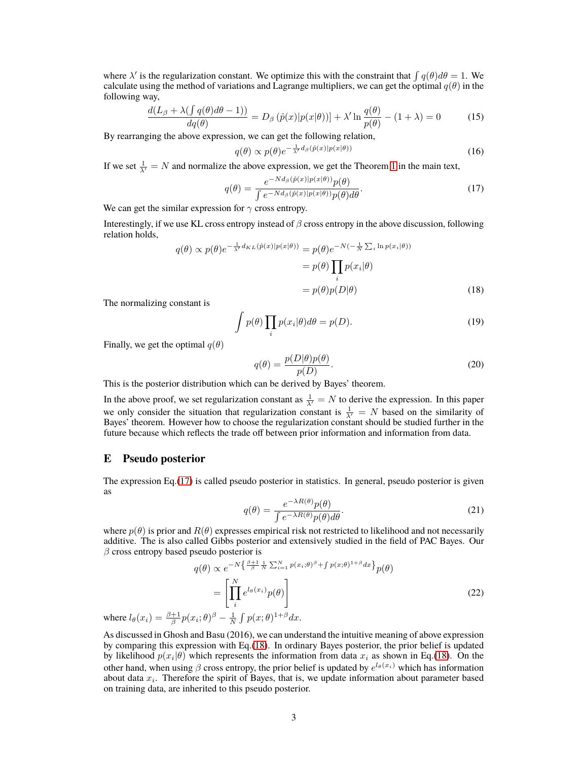where $\lambda'$ is the regularization constant. We optimize this with the constraint that $\int q(\theta)d\theta = 1$. We calculate using the method of variations and Lagrange multipliers, we can get the optimal $q(\theta)$ in the following way,

$$\frac{d(L_\beta + \lambda(\int q(\theta)d\theta - 1))}{dq(\theta)} = D_\beta\left(\hat{p}(x)|p(x|\theta)\right)] + \lambda' \ln \frac{q(\theta)}{p(\theta)} - (1+\lambda) = 0 \tag{15}$$

By rearranging the above expression, we can get the following relation,

$$q(\theta) \propto p(\theta)e^{-\frac{1}{\lambda'}d_\beta(\hat{p}(x)|p(x|\theta))} \tag{16}$$

If we set $\frac{1}{\lambda'} = N$ and normalize the above expression, we get the Theorem 1 in the main text,

$$q(\theta) = \frac{e^{-Nd_\beta(\hat{p}(x)|p(x|\theta))}p(\theta)}{\int e^{-Nd_\beta(\hat{p}(x)|p(x|\theta))}p(\theta)d\theta}. \tag{17}$$

We can get the similar expression for $\gamma$ cross entropy.

Interestingly, if we use KL cross entropy instead of $\beta$ cross entropy in the above discussion, following relation holds,

$$\begin{aligned} q(\theta) \propto p(\theta)e^{-\frac{1}{\lambda'}d_{KL}(\hat{p}(x)|p(x|\theta))} &= p(\theta)e^{-N(-\frac{1}{N}\sum_i \ln p(x_i|\theta))} \\ &= p(\theta)\prod_i p(x_i|\theta) \\ &= p(\theta)p(D|\theta) \end{aligned} \tag{18}$$

The normalizing constant is

$$\int p(\theta)\prod_i p(x_i|\theta)d\theta = p(D). \tag{19}$$

Finally, we get the optimal $q(\theta)$

$$q(\theta) = \frac{p(D|\theta)p(\theta)}{p(D)}. \tag{20}$$

This is the posterior distribution which can be derived by Bayes' theorem.

In the above proof, we set regularization constant as $\frac{1}{\lambda'} = N$ to derive the expression. In this paper we only consider the situation that regularization constant is $\frac{1}{\lambda'} = N$ based on the similarity of Bayes' theorem. However how to choose the regularization constant should be studied further in the future because which reflects the trade off between prior information and information from data.

## E Pseudo posterior

The expression Eq.(17) is called pseudo posterior in statistics. In general, pseudo posterior is given as

$$q(\theta) = \frac{e^{-\lambda R(\theta)}p(\theta)}{\int e^{-\lambda R(\theta)}p(\theta)d\theta}. \tag{21}$$

where $p(\theta)$ is prior and $R(\theta)$ expresses empirical risk not restricted to likelihood and not necessarily additive. The is also called Gibbs posterior and extensively studied in the field of PAC Bayes. Our $\beta$ cross entropy based pseudo posterior is

$$\begin{aligned} q(\theta) &\propto e^{-N\left\{\frac{\beta+1}{\beta}\frac{1}{N}\sum_{i=1}^N p(x_i;\theta)^\beta + \int p(x;\theta)^{1+\beta}dx\right\}}p(\theta) \\ &= \left[\prod_i^N e^{l_\theta(x_i)}p(\theta)\right] \end{aligned} \tag{22}$$

where $l_\theta(x_i) = \frac{\beta+1}{\beta}p(x_i;\theta)^\beta - \frac{1}{N}\int p(x;\theta)^{1+\beta}dx$.

As discussed in Ghosh and Basu (2016), we can understand the intuitive meaning of above expression by comparing this expression with Eq.(18). In ordinary Bayes posterior, the prior belief is updated by likelihood $p(x_i|\theta)$ which represents the information from data $x_i$ as shown in Eq.(18). On the other hand, when using $\beta$ cross entropy, the prior belief is updated by $e^{l_\theta(x_i)}$ which has information about data $x_i$. Therefore the spirit of Bayes, that is, we update information about parameter based on training data, are inherited to this pseudo posterior.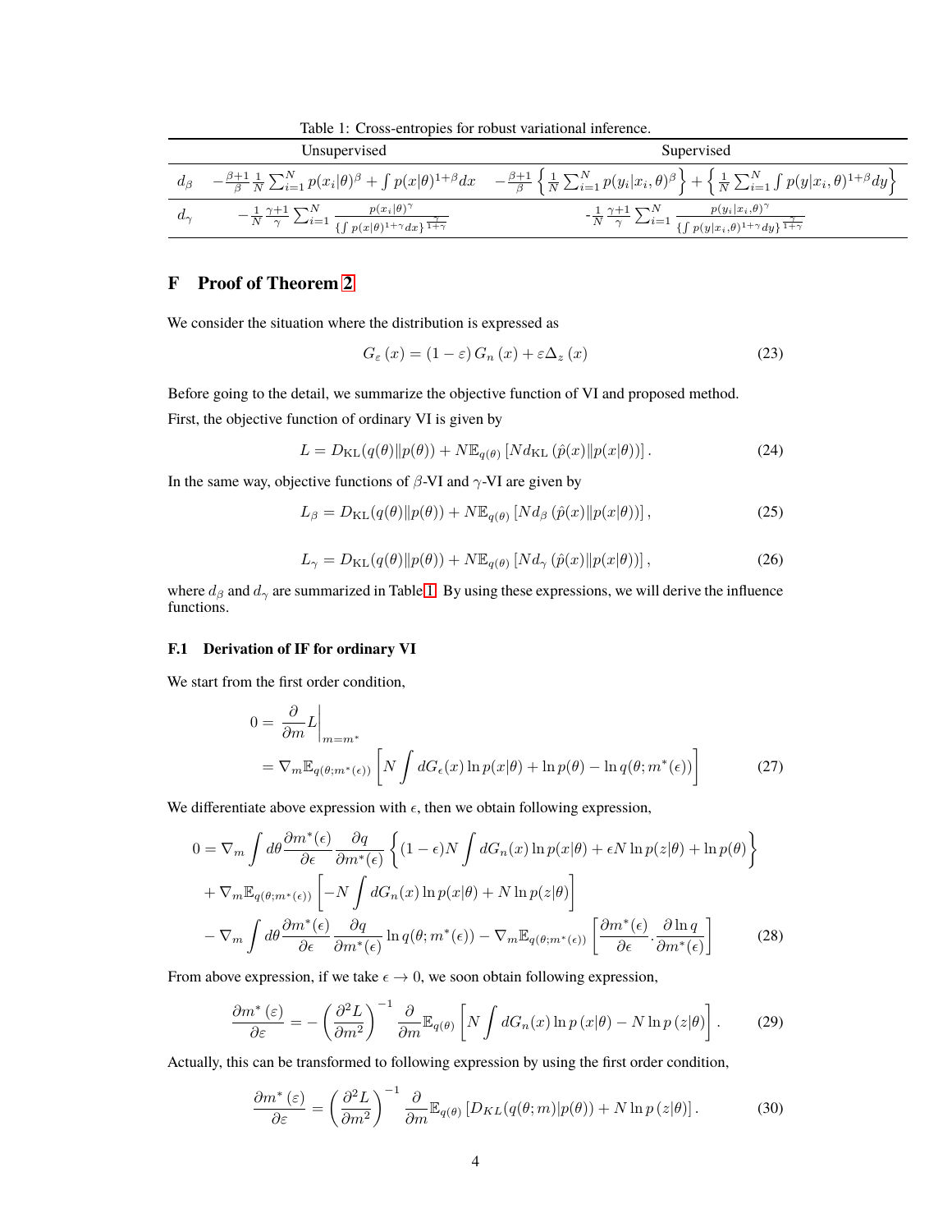Table 1: Cross-entropies for robust variational inference.

| | Unsupervised | Supervised |
|---|---|---|
| $d_\beta$ | $-\frac{\beta+1}{\beta}\frac{1}{N}\sum_{i=1}^{N} p(x_i\|\theta)^\beta + \int p(x\|\theta)^{1+\beta}dx$ | $-\frac{\beta+1}{\beta}\left\{\frac{1}{N}\sum_{i=1}^{N} p(y_i\|x_i,\theta)^\beta\right\} + \left\{\frac{1}{N}\sum_{i=1}^{N}\int p(y\|x_i,\theta)^{1+\beta}dy\right\}$ |
| $d_\gamma$ | $-\frac{1}{N}\frac{\gamma+1}{\gamma}\sum_{i=1}^{N}\frac{p(x_i\|\theta)^\gamma}{\{\int p(x\|\theta)^{1+\gamma}dx\}^{\frac{\gamma}{1+\gamma}}}$ | $-\frac{1}{N}\frac{\gamma+1}{\gamma}\sum_{i=1}^{N}\frac{p(y_i\|x_i,\theta)^\gamma}{\{\int p(y\|x_i,\theta)^{1+\gamma}dy\}^{\frac{\gamma}{1+\gamma}}}$ |

## F Proof of Theorem 2

We consider the situation where the distribution is expressed as

$$G_\varepsilon(x) = (1-\varepsilon)G_n(x) + \varepsilon\Delta_z(x) \tag{23}$$

Before going to the detail, we summarize the objective function of VI and proposed method.

First, the objective function of ordinary VI is given by

$$L = D_{\mathrm{KL}}(q(\theta)\|p(\theta)) + N\mathbb{E}_{q(\theta)}\left[Nd_{\mathrm{KL}}\left(\hat{p}(x)\|p(x|\theta)\right)\right]. \tag{24}$$

In the same way, objective functions of $\beta$-VI and $\gamma$-VI are given by

$$L_\beta = D_{\mathrm{KL}}(q(\theta)\|p(\theta)) + N\mathbb{E}_{q(\theta)}\left[Nd_\beta\left(\hat{p}(x)\|p(x|\theta)\right)\right], \tag{25}$$

$$L_\gamma = D_{\mathrm{KL}}(q(\theta)\|p(\theta)) + N\mathbb{E}_{q(\theta)}\left[Nd_\gamma\left(\hat{p}(x)\|p(x|\theta)\right)\right], \tag{26}$$

where $d_\beta$ and $d_\gamma$ are summarized in Table 1. By using these expressions, we will derive the influence functions.

### F.1 Derivation of IF for ordinary VI

We start from the first order condition,

$$\begin{aligned} 0 &= \left.\frac{\partial}{\partial m}L\right|_{m=m^*} \\ &= \nabla_m \mathbb{E}_{q(\theta;m^*(\epsilon))}\left[N\int dG_\epsilon(x)\ln p(x|\theta) + \ln p(\theta) - \ln q(\theta;m^*(\epsilon))\right] \end{aligned} \tag{27}$$

We differentiate above expression with $\epsilon$, then we obtain following expression,

$$\begin{aligned} 0 &= \nabla_m \int d\theta \frac{\partial m^*(\epsilon)}{\partial\epsilon}\frac{\partial q}{\partial m^*(\epsilon)}\left\{(1-\epsilon)N\int dG_n(x)\ln p(x|\theta) + \epsilon N\ln p(z|\theta) + \ln p(\theta)\right\} \\ &+ \nabla_m \mathbb{E}_{q(\theta;m^*(\epsilon))}\left[-N\int dG_n(x)\ln p(x|\theta) + N\ln p(z|\theta)\right] \\ &- \nabla_m \int d\theta \frac{\partial m^*(\epsilon)}{\partial\epsilon}\frac{\partial q}{\partial m^*(\epsilon)}\ln q(\theta;m^*(\epsilon)) - \nabla_m \mathbb{E}_{q(\theta;m^*(\epsilon))}\left[\frac{\partial m^*(\epsilon)}{\partial\epsilon}\cdot\frac{\partial \ln q}{\partial m^*(\epsilon)}\right] \end{aligned} \tag{28}$$

From above expression, if we take $\epsilon \to 0$, we soon obtain following expression,

$$\frac{\partial m^*(\varepsilon)}{\partial\varepsilon} = -\left(\frac{\partial^2 L}{\partial m^2}\right)^{-1}\frac{\partial}{\partial m}\mathbb{E}_{q(\theta)}\left[N\int dG_n(x)\ln p(x|\theta) - N\ln p(z|\theta)\right]. \tag{29}$$

Actually, this can be transformed to following expression by using the first order condition,

$$\frac{\partial m^*(\varepsilon)}{\partial\varepsilon} = \left(\frac{\partial^2 L}{\partial m^2}\right)^{-1}\frac{\partial}{\partial m}\mathbb{E}_{q(\theta)}\left[D_{KL}(q(\theta;m)|p(\theta)) + N\ln p(z|\theta)\right]. \tag{30}$$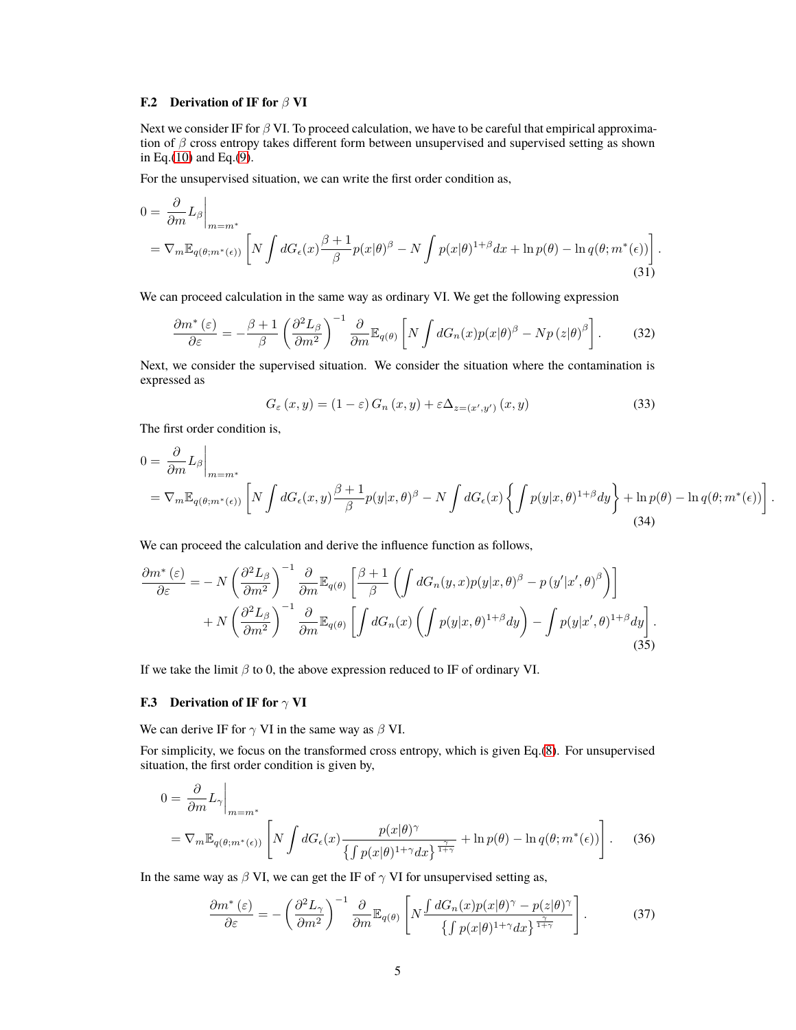### F.2 Derivation of IF for $\beta$ VI

Next we consider IF for $\beta$ VI. To proceed calculation, we have to be careful that empirical approximation of $\beta$ cross entropy takes different form between unsupervised and supervised setting as shown in Eq.(10) and Eq.(9).

For the unsupervised situation, we can write the first order condition as,

$$
\begin{aligned}
0 =& \left.\frac{\partial}{\partial m} L_\beta \right|_{m=m^*} \\
=& \nabla_m \mathbb{E}_{q(\theta;m^*(\epsilon))} \left[ N \int dG_\epsilon(x) \frac{\beta+1}{\beta} p(x|\theta)^\beta - N \int p(x|\theta)^{1+\beta} dx + \ln p(\theta) - \ln q(\theta; m^*(\epsilon)) \right].
\end{aligned} \tag{31}
$$

We can proceed calculation in the same way as ordinary VI. We get the following expression

$$
\frac{\partial m^*(\varepsilon)}{\partial \varepsilon} = -\frac{\beta+1}{\beta} \left( \frac{\partial^2 L_\beta}{\partial m^2} \right)^{-1} \frac{\partial}{\partial m} \mathbb{E}_{q(\theta)} \left[ N \int dG_n(x) p(x|\theta)^\beta - N p(z|\theta)^\beta \right]. \tag{32}
$$

Next, we consider the supervised situation. We consider the situation where the contamination is expressed as

$$
G_\varepsilon(x,y) = (1-\varepsilon) G_n(x,y) + \varepsilon \Delta_{z=(x',y')}(x,y) \tag{33}
$$

The first order condition is,

$$
\begin{aligned}
0 =& \left.\frac{\partial}{\partial m} L_\beta \right|_{m=m^*} \\
=& \nabla_m \mathbb{E}_{q(\theta;m^*(\epsilon))} \left[ N \int dG_\epsilon(x,y) \frac{\beta+1}{\beta} p(y|x,\theta)^\beta - N \int dG_\epsilon(x) \left\{ \int p(y|x,\theta)^{1+\beta} dy \right\} + \ln p(\theta) - \ln q(\theta; m^*(\epsilon)) \right].
\end{aligned} \tag{34}
$$

We can proceed the calculation and derive the influence function as follows,

$$
\begin{aligned}
\frac{\partial m^*(\varepsilon)}{\partial \varepsilon} =& - N \left( \frac{\partial^2 L_\beta}{\partial m^2} \right)^{-1} \frac{\partial}{\partial m} \mathbb{E}_{q(\theta)} \left[ \frac{\beta+1}{\beta} \left( \int dG_n(y,x) p(y|x,\theta)^\beta - p(y'|x',\theta)^\beta \right) \right] \\
&+ N \left( \frac{\partial^2 L_\beta}{\partial m^2} \right)^{-1} \frac{\partial}{\partial m} \mathbb{E}_{q(\theta)} \left[ \int dG_n(x) \left( \int p(y|x,\theta)^{1+\beta} dy \right) - \int p(y|x',\theta)^{1+\beta} dy \right].
\end{aligned} \tag{35}
$$

If we take the limit $\beta$ to 0, the above expression reduced to IF of ordinary VI.

### F.3 Derivation of IF for $\gamma$ VI

We can derive IF for $\gamma$ VI in the same way as $\beta$ VI.

For simplicity, we focus on the transformed cross entropy, which is given Eq.(8). For unsupervised situation, the first order condition is given by,

$$
\begin{aligned}
0 =& \left.\frac{\partial}{\partial m} L_\gamma \right|_{m=m^*} \\
=& \nabla_m \mathbb{E}_{q(\theta;m^*(\epsilon))} \left[ N \int dG_\epsilon(x) \frac{p(x|\theta)^\gamma}{\left\{ \int p(x|\theta)^{1+\gamma} dx \right\}^{\frac{\gamma}{1+\gamma}}} + \ln p(\theta) - \ln q(\theta; m^*(\epsilon)) \right].
\end{aligned} \tag{36}
$$

In the same way as $\beta$ VI, we can get the IF of $\gamma$ VI for unsupervised setting as,

$$
\frac{\partial m^*(\varepsilon)}{\partial \varepsilon} = -\left( \frac{\partial^2 L_\gamma}{\partial m^2} \right)^{-1} \frac{\partial}{\partial m} \mathbb{E}_{q(\theta)} \left[ N \frac{\int dG_n(x) p(x|\theta)^\gamma - p(z|\theta)^\gamma}{\left\{ \int p(x|\theta)^{1+\gamma} dx \right\}^{\frac{\gamma}{1+\gamma}}} \right]. \tag{37}
$$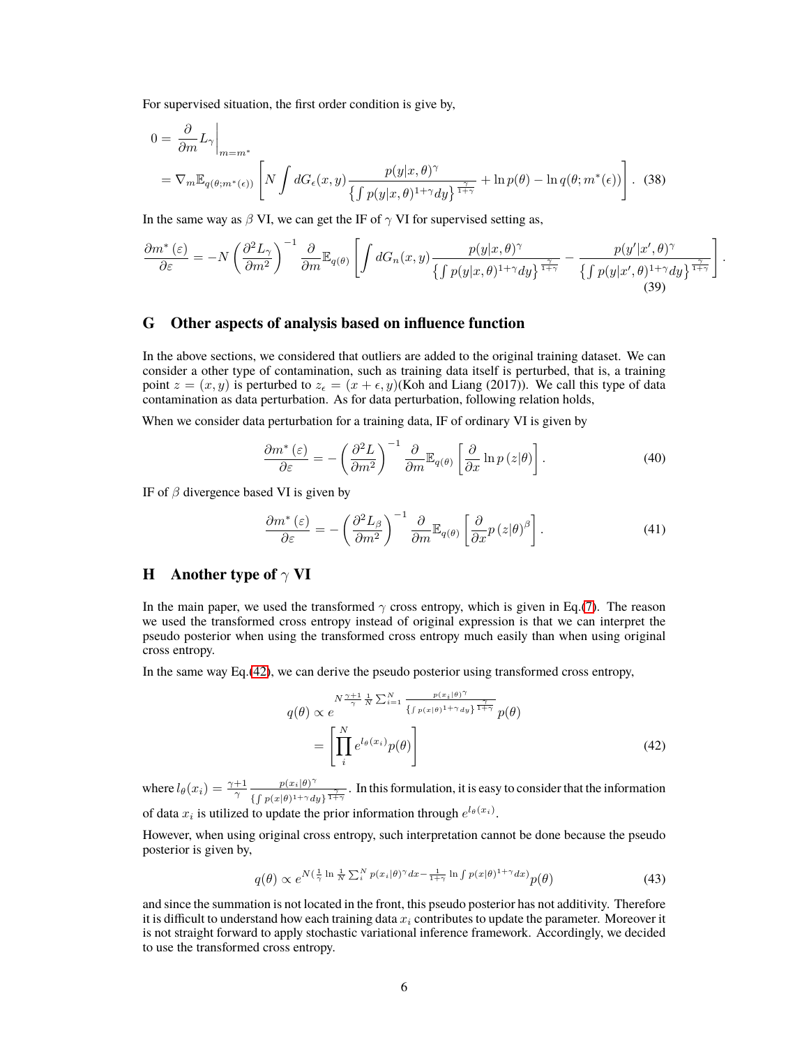For supervised situation, the first order condition is give by,

$$
\begin{aligned}
0 &= \left.\frac{\partial}{\partial m} L_\gamma \right|_{m=m^*} \\
&= \nabla_m \mathbb{E}_{q(\theta;m^*(\epsilon))}\left[ N \int dG_\epsilon(x,y) \frac{p(y|x,\theta)^\gamma}{\left\{\int p(y|x,\theta)^{1+\gamma} dy\right\}^{\frac{\gamma}{1+\gamma}}} + \ln p(\theta) - \ln q(\theta; m^*(\epsilon)) \right]. \quad (38)
\end{aligned}
$$

In the same way as $\beta$ VI, we can get the IF of $\gamma$ VI for supervised setting as,

$$
\frac{\partial m^*(\varepsilon)}{\partial \varepsilon} = -N \left(\frac{\partial^2 L_\gamma}{\partial m^2}\right)^{-1} \frac{\partial}{\partial m} \mathbb{E}_{q(\theta)} \left[ \int dG_n(x,y) \frac{p(y|x,\theta)^\gamma}{\left\{\int p(y|x,\theta)^{1+\gamma} dy\right\}^{\frac{\gamma}{1+\gamma}}} - \frac{p(y'|x',\theta)^\gamma}{\left\{\int p(y|x',\theta)^{1+\gamma} dy\right\}^{\frac{\gamma}{1+\gamma}}} \right]. \quad (39)
$$

## G Other aspects of analysis based on influence function

In the above sections, we considered that outliers are added to the original training dataset. We can consider a other type of contamination, such as training data itself is perturbed, that is, a training point $z = (x, y)$ is perturbed to $z_\epsilon = (x + \epsilon, y)$(Koh and Liang (2017)). We call this type of data contamination as data perturbation. As for data perturbation, following relation holds,

When we consider data perturbation for a training data, IF of ordinary VI is given by

$$
\frac{\partial m^*(\varepsilon)}{\partial \varepsilon} = -\left(\frac{\partial^2 L}{\partial m^2}\right)^{-1} \frac{\partial}{\partial m} \mathbb{E}_{q(\theta)} \left[ \frac{\partial}{\partial x} \ln p(z|\theta) \right]. \quad (40)
$$

IF of $\beta$ divergence based VI is given by

$$
\frac{\partial m^*(\varepsilon)}{\partial \varepsilon} = -\left(\frac{\partial^2 L_\beta}{\partial m^2}\right)^{-1} \frac{\partial}{\partial m} \mathbb{E}_{q(\theta)} \left[ \frac{\partial}{\partial x} p(z|\theta)^\beta \right]. \quad (41)
$$

## H Another type of $\gamma$ VI

In the main paper, we used the transformed $\gamma$ cross entropy, which is given in Eq.(7). The reason we used the transformed cross entropy instead of original expression is that we can interpret the pseudo posterior when using the transformed cross entropy much easily than when using original cross entropy.

In the same way Eq.(42), we can derive the pseudo posterior using transformed cross entropy,

$$
\begin{aligned}
q(\theta) &\propto e^{N \frac{\gamma+1}{\gamma} \frac{1}{N} \sum_{i=1}^N \frac{p(x_i|\theta)^\gamma}{\left\{\int p(x|\theta)^{1+\gamma} dy\right\}^{\frac{\gamma}{1+\gamma}}}} p(\theta) \\
&= \left[ \prod_i^N e^{l_\theta(x_i)} p(\theta) \right] \quad (42)
\end{aligned}
$$

where $l_\theta(x_i) = \frac{\gamma+1}{\gamma} \frac{p(x_i|\theta)^\gamma}{\left\{\int p(x|\theta)^{1+\gamma} dy\right\}^{\frac{\gamma}{1+\gamma}}}$. In this formulation, it is easy to consider that the information of data $x_i$ is utilized to update the prior information through $e^{l_\theta(x_i)}$.

However, when using original cross entropy, such interpretation cannot be done because the pseudo posterior is given by,

$$
q(\theta) \propto e^{N\left(\frac{1}{\gamma} \ln \frac{1}{N} \sum_i^N p(x_i|\theta)^\gamma dx - \frac{1}{1+\gamma} \ln \int p(x|\theta)^{1+\gamma} dx\right)} p(\theta) \quad (43)
$$

and since the summation is not located in the front, this pseudo posterior has not additivity. Therefore it is difficult to understand how each training data $x_i$ contributes to update the parameter. Moreover it is not straight forward to apply stochastic variational inference framework. Accordingly, we decided to use the transformed cross entropy.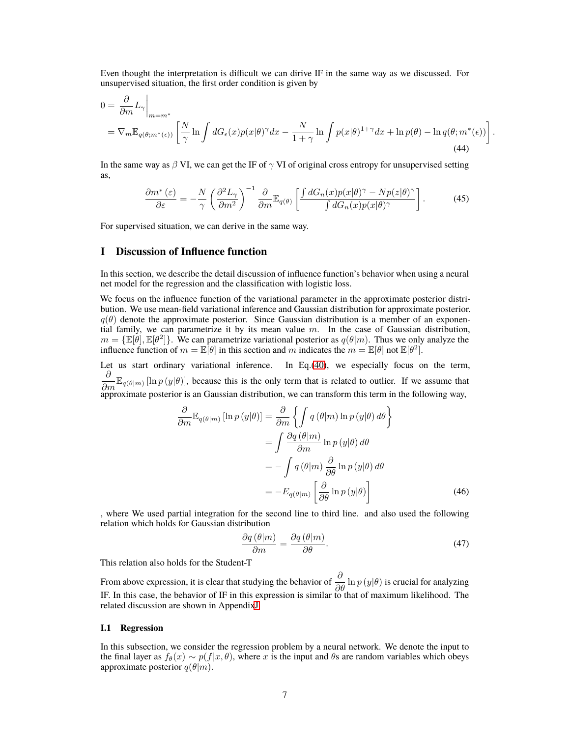Even thought the interpretation is difficult we can dirive IF in the same way as we discussed. For unsupervised situation, the first order condition is given by

$$
\begin{aligned}
0 = & \left.\frac{\partial}{\partial m} L_\gamma \right|_{m=m^*} \\
& = \nabla_m \mathbb{E}_{q(\theta; m^*(\epsilon))} \left[ \frac{N}{\gamma} \ln \int dG_\epsilon(x) p(x|\theta)^\gamma dx - \frac{N}{1+\gamma} \ln \int p(x|\theta)^{1+\gamma} dx + \ln p(\theta) - \ln q(\theta; m^*(\epsilon)) \right].
\end{aligned}
\tag{44}
$$

In the same way as $\beta$ VI, we can get the IF of $\gamma$ VI of original cross entropy for unsupervised setting as,

$$
\frac{\partial m^*(\varepsilon)}{\partial \varepsilon} = -\frac{N}{\gamma} \left( \frac{\partial^2 L_\gamma}{\partial m^2} \right)^{-1} \frac{\partial}{\partial m} \mathbb{E}_{q(\theta)} \left[ \frac{\int dG_n(x) p(x|\theta)^\gamma - N p(z|\theta)^\gamma}{\int dG_n(x) p(x|\theta)^\gamma} \right]. \tag{45}
$$

For supervised situation, we can derive in the same way.

# I Discussion of Influence function

In this section, we describe the detail discussion of influence function's behavior when using a neural net model for the regression and the classification with logistic loss.

We focus on the influence function of the variational parameter in the approximate posterior distribution. We use mean-field variational inference and Gaussian distribution for approximate posterior. $q(\theta)$ denote the approximate posterior. Since Gaussian distribution is a member of an exponential family, we can parametrize it by its mean value $m$. In the case of Gaussian distribution, $m = \{\mathbb{E}[\theta], \mathbb{E}[\theta^2]\}$. We can parametrize variational posterior as $q(\theta|m)$. Thus we only analyze the influence function of $m = \mathbb{E}[\theta]$ in this section and $m$ indicates the $m = \mathbb{E}[\theta]$ not $\mathbb{E}[\theta^2]$.

Let us start ordinary variational inference. In Eq.(40), we especially focus on the term, $\frac{\partial}{\partial m} \mathbb{E}_{q(\theta|m)} [\ln p(y|\theta)]$, because this is the only term that is related to outlier. If we assume that approximate posterior is an Gaussian distribution, we can transform this term in the following way,

$$
\begin{aligned}
\frac{\partial}{\partial m} \mathbb{E}_{q(\theta|m)} [\ln p(y|\theta)] &= \frac{\partial}{\partial m} \left\{ \int q(\theta|m) \ln p(y|\theta) \, d\theta \right\} \\
&= \int \frac{\partial q(\theta|m)}{\partial m} \ln p(y|\theta) \, d\theta \\
&= -\int q(\theta|m) \frac{\partial}{\partial \theta} \ln p(y|\theta) \, d\theta \\
&= -E_{q(\theta|m)} \left[ \frac{\partial}{\partial \theta} \ln p(y|\theta) \right]
\end{aligned}
\tag{46}
$$

, where We used partial integration for the second line to third line. and also used the following relation which holds for Gaussian distribution

$$
\frac{\partial q(\theta|m)}{\partial m} = \frac{\partial q(\theta|m)}{\partial \theta}. \tag{47}
$$

This relation also holds for the Student-T

From above expression, it is clear that studying the behavior of $\frac{\partial}{\partial \theta} \ln p(y|\theta)$ is crucial for analyzing IF. In this case, the behavior of IF in this expression is similar to that of maximum likelihood. The related discussion are shown in AppendixJ.

## I.1 Regression

In this subsection, we consider the regression problem by a neural network. We denote the input to the final layer as $f_\theta(x) \sim p(f|x, \theta)$, where $x$ is the input and $\theta$s are random variables which obeys approximate posterior $q(\theta|m)$.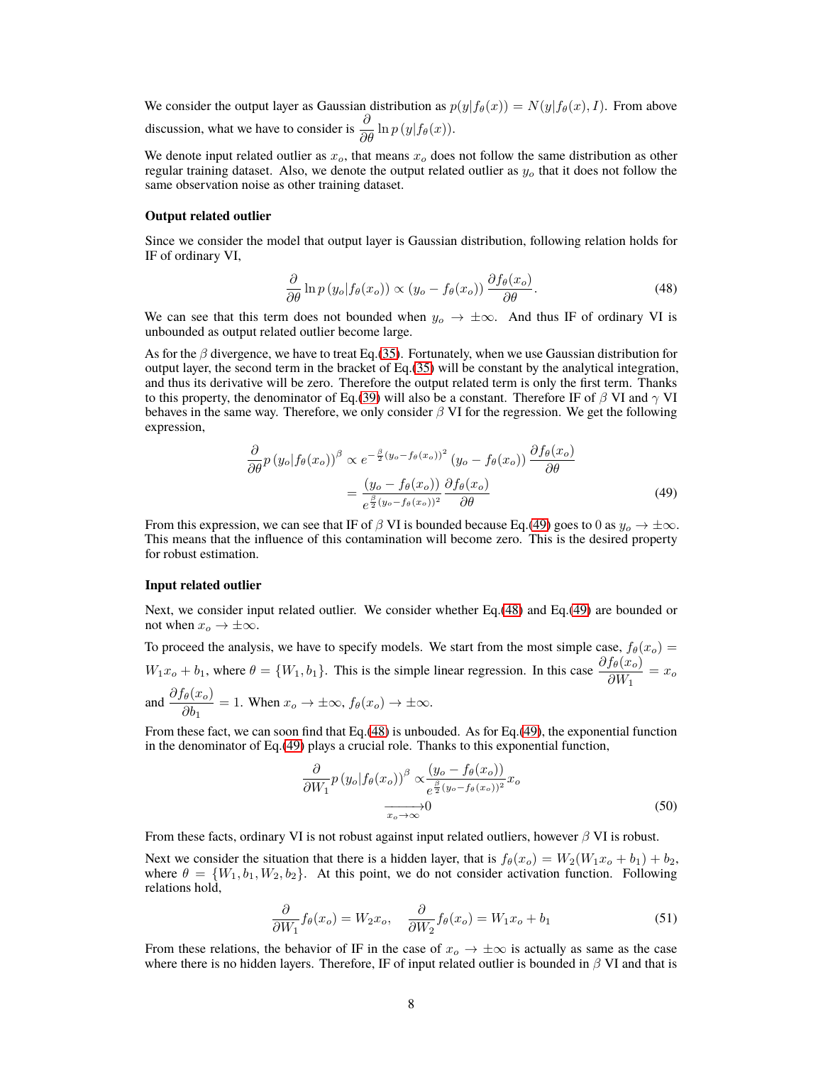We consider the output layer as Gaussian distribution as $p(y|f_\theta(x)) = N(y|f_\theta(x), I)$. From above discussion, what we have to consider is $\frac{\partial}{\partial \theta} \ln p\left(y|f_\theta(x)\right)$.

We denote input related outlier as $x_o$, that means $x_o$ does not follow the same distribution as other regular training dataset. Also, we denote the output related outlier as $y_o$ that it does not follow the same observation noise as other training dataset.

**Output related outlier**

Since we consider the model that output layer is Gaussian distribution, following relation holds for IF of ordinary VI,

$$\frac{\partial}{\partial \theta} \ln p\left(y_o|f_\theta(x_o)\right) \propto \left(y_o - f_\theta(x_o)\right) \frac{\partial f_\theta(x_o)}{\partial \theta}. \tag{48}$$

We can see that this term does not bounded when $y_o \to \pm\infty$. And thus IF of ordinary VI is unbounded as output related outlier become large.

As for the $\beta$ divergence, we have to treat Eq.(35). Fortunately, when we use Gaussian distribution for output layer, the second term in the bracket of Eq.(35) will be constant by the analytical integration, and thus its derivative will be zero. Therefore the output related term is only the first term. Thanks to this property, the denominator of Eq.(39) will also be a constant. Therefore IF of $\beta$ VI and $\gamma$ VI behaves in the same way. Therefore, we only consider $\beta$ VI for the regression. We get the following expression,

$$\begin{aligned}\frac{\partial}{\partial \theta} p\left(y_o|f_\theta(x_o)\right)^\beta &\propto e^{-\frac{\beta}{2}(y_o - f_\theta(x_o))^2}\left(y_o - f_\theta(x_o)\right) \frac{\partial f_\theta(x_o)}{\partial \theta} \\ &= \frac{\left(y_o - f_\theta(x_o)\right)}{e^{\frac{\beta}{2}(y_o - f_\theta(x_o))^2}} \frac{\partial f_\theta(x_o)}{\partial \theta}\end{aligned} \tag{49}$$

From this expression, we can see that IF of $\beta$ VI is bounded because Eq.(49) goes to 0 as $y_o \to \pm\infty$. This means that the influence of this contamination will become zero. This is the desired property for robust estimation.

**Input related outlier**

Next, we consider input related outlier. We consider whether Eq.(48) and Eq.(49) are bounded or not when $x_o \to \pm\infty$.

To proceed the analysis, we have to specify models. We start from the most simple case, $f_\theta(x_o) = W_1 x_o + b_1$, where $\theta = \{W_1, b_1\}$. This is the simple linear regression. In this case $\frac{\partial f_\theta(x_o)}{\partial W_1} = x_o$ and $\frac{\partial f_\theta(x_o)}{\partial b_1} = 1$. When $x_o \to \pm\infty$, $f_\theta(x_o) \to \pm\infty$.

From these fact, we can soon find that Eq.(48) is unbouded. As for Eq.(49), the exponential function in the denominator of Eq.(49) plays a crucial role. Thanks to this exponential function,

$$\begin{aligned}\frac{\partial}{\partial W_1} p\left(y_o|f_\theta(x_o)\right)^\beta &\propto \frac{\left(y_o - f_\theta(x_o)\right)}{e^{\frac{\beta}{2}(y_o - f_\theta(x_o))^2}} x_o \\ &\xrightarrow[x_o \to \infty]{} 0\end{aligned} \tag{50}$$

From these facts, ordinary VI is not robust against input related outliers, however $\beta$ VI is robust.

Next we consider the situation that there is a hidden layer, that is $f_\theta(x_o) = W_2(W_1 x_o + b_1) + b_2$, where $\theta = \{W_1, b_1, W_2, b_2\}$. At this point, we do not consider activation function. Following relations hold,

$$\frac{\partial}{\partial W_1} f_\theta(x_o) = W_2 x_o, \quad \frac{\partial}{\partial W_2} f_\theta(x_o) = W_1 x_o + b_1 \tag{51}$$

From these relations, the behavior of IF in the case of $x_o \to \pm\infty$ is actually as same as the case where there is no hidden layers. Therefore, IF of input related outlier is bounded in $\beta$ VI and that is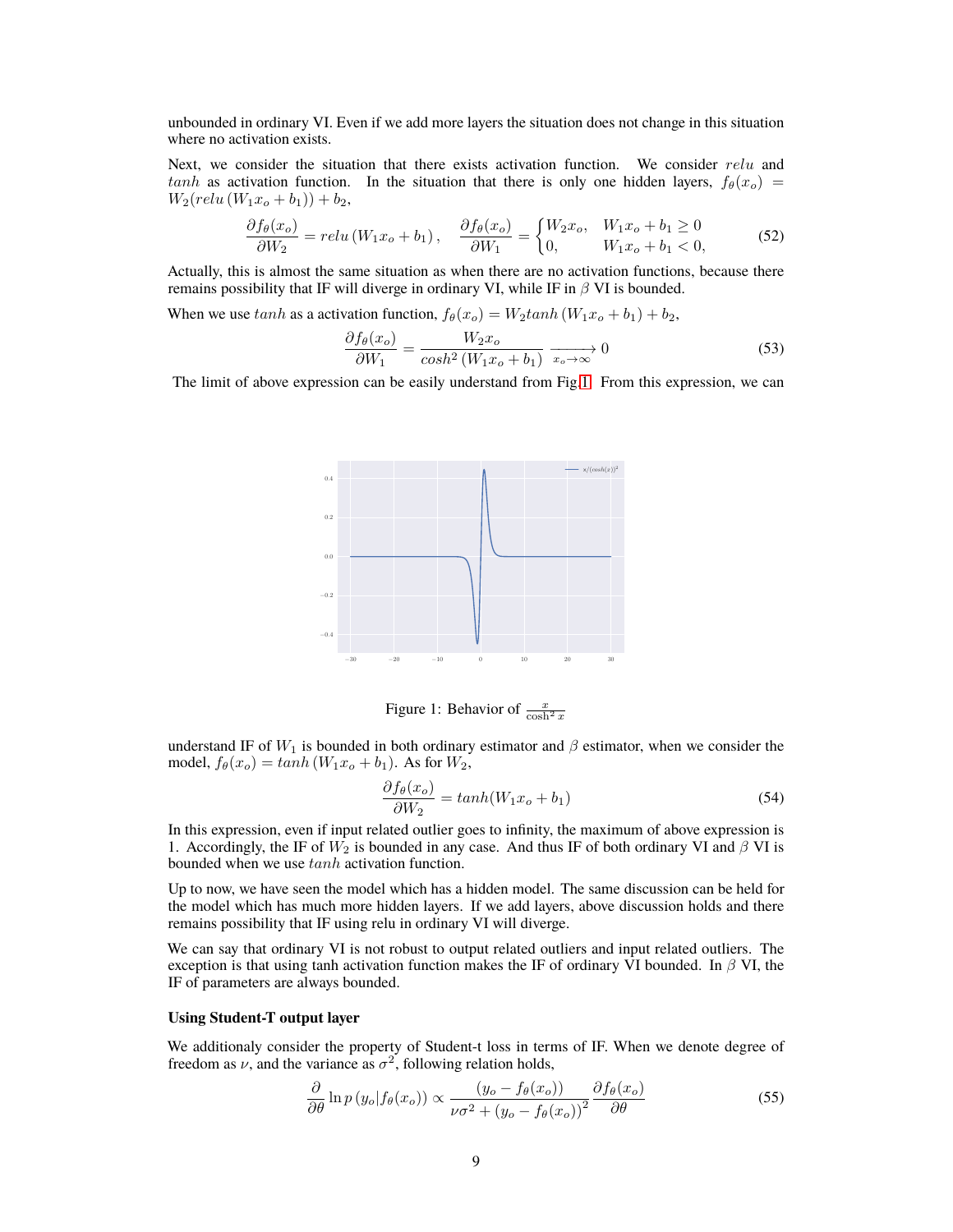unbounded in ordinary VI. Even if we add more layers the situation does not change in this situation where no activation exists.

Next, we consider the situation that there exists activation function. We consider $relu$ and $tanh$ as activation function. In the situation that there is only one hidden layers, $f_\theta(x_o) = W_2(relu\left(W_1 x_o + b_1\right)) + b_2$,

$$\frac{\partial f_\theta(x_o)}{\partial W_2} = relu\left(W_1 x_o + b_1\right), \quad \frac{\partial f_\theta(x_o)}{\partial W_1} = \begin{cases} W_2 x_o, & W_1 x_o + b_1 \geq 0 \\ 0, & W_1 x_o + b_1 < 0, \end{cases} \tag{52}$$

Actually, this is almost the same situation as when there are no activation functions, because there remains possibility that IF will diverge in ordinary VI, while IF in $\beta$ VI is bounded.

When we use $tanh$ as a activation function, $f_\theta(x_o) = W_2 tanh\left(W_1 x_o + b_1\right) + b_2$,

$$\frac{\partial f_\theta(x_o)}{\partial W_1} = \frac{W_2 x_o}{cosh^2\left(W_1 x_o + b_1\right)} \xrightarrow[x_o \to \infty]{} 0 \tag{53}$$

The limit of above expression can be easily understand from Fig.1. From this expression, we can understand IF of $W_1$ is bounded in both ordinary estimator and $\beta$ estimator, when we consider the model, $f_\theta(x_o) = tanh\left(W_1 x_o + b_1\right)$. As for $W_2$,

Figure 1: Behavior of $\frac{x}{\cosh^2 x}$

$$\frac{\partial f_\theta(x_o)}{\partial W_2} = tanh(W_1 x_o + b_1) \tag{54}$$

In this expression, even if input related outlier goes to infinity, the maximum of above expression is 1. Accordingly, the IF of $W_2$ is bounded in any case. And thus IF of both ordinary VI and $\beta$ VI is bounded when we use $tanh$ activation function.

Up to now, we have seen the model which has a hidden model. The same discussion can be held for the model which has much more hidden layers. If we add layers, above discussion holds and there remains possibility that IF using relu in ordinary VI will diverge.

We can say that ordinary VI is not robust to output related outliers and input related outliers. The exception is that using tanh activation function makes the IF of ordinary VI bounded. In $\beta$ VI, the IF of parameters are always bounded.

**Using Student-T output layer**

We additionaly consider the property of Student-t loss in terms of IF. When we denote degree of freedom as $\nu$, and the variance as $\sigma^2$, following relation holds,

$$\frac{\partial}{\partial \theta} \ln p\left(y_o | f_\theta(x_o)\right) \propto \frac{\left(y_o - f_\theta(x_o)\right)}{\nu\sigma^2 + \left(y_o - f_\theta(x_o)\right)^2} \frac{\partial f_\theta(x_o)}{\partial \theta} \tag{55}$$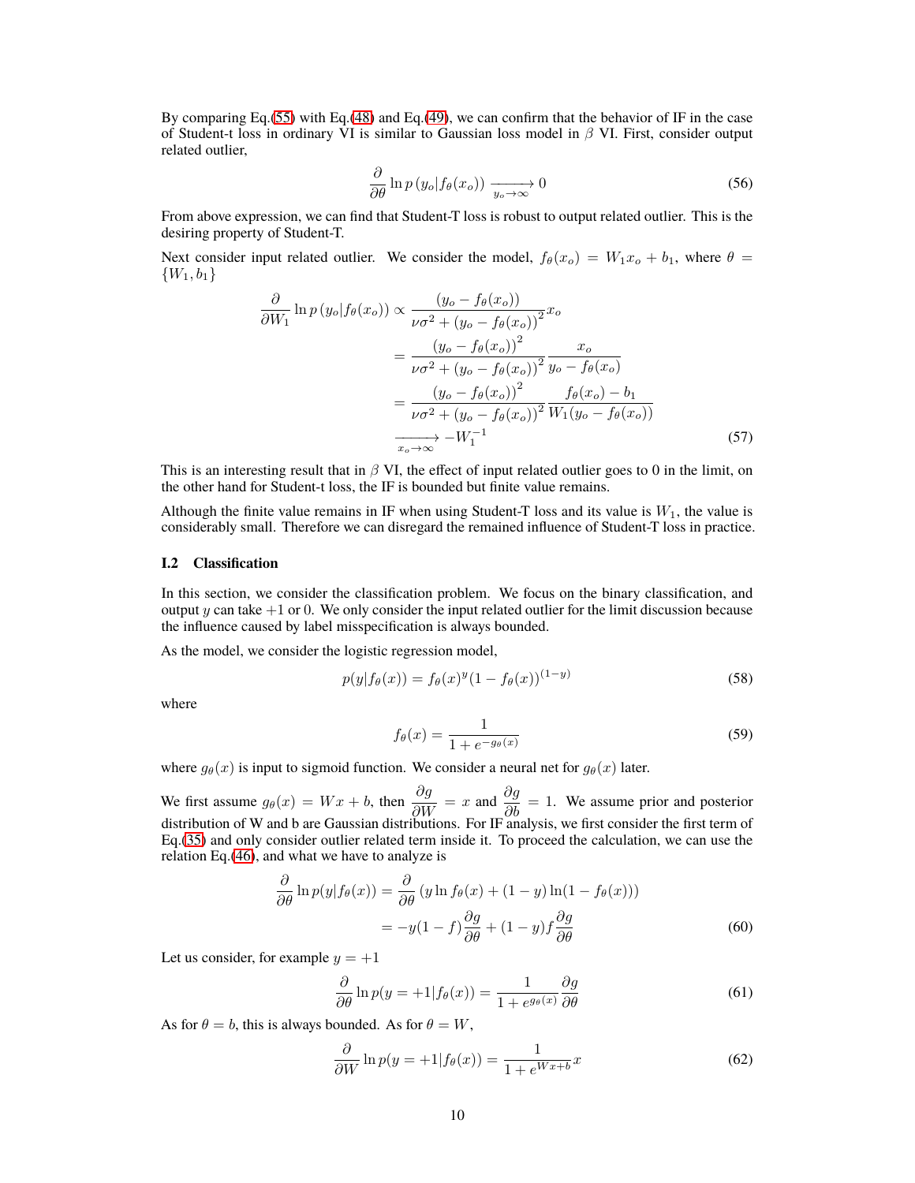By comparing Eq.(55) with Eq.(48) and Eq.(49), we can confirm that the behavior of IF in the case of Student-t loss in ordinary VI is similar to Gaussian loss model in $\beta$ VI. First, consider output related outlier,

$$\frac{\partial}{\partial \theta} \ln p\left(y_o | f_\theta(x_o)\right) \xrightarrow[y_o \to \infty]{} 0 \tag{56}$$

From above expression, we can find that Student-T loss is robust to output related outlier. This is the desiring property of Student-T.

Next consider input related outlier. We consider the model, $f_\theta(x_o) = W_1 x_o + b_1$, where $\theta = \{W_1, b_1\}$

$$\begin{aligned}
\frac{\partial}{\partial W_1} \ln p\left(y_o | f_\theta(x_o)\right) &\propto \frac{\left(y_o - f_\theta(x_o)\right)}{\nu \sigma^2 + \left(y_o - f_\theta(x_o)\right)^2} x_o \\
&= \frac{\left(y_o - f_\theta(x_o)\right)^2}{\nu \sigma^2 + \left(y_o - f_\theta(x_o)\right)^2} \frac{x_o}{y_o - f_\theta(x_o)} \\
&= \frac{\left(y_o - f_\theta(x_o)\right)^2}{\nu \sigma^2 + \left(y_o - f_\theta(x_o)\right)^2} \frac{f_\theta(x_o) - b_1}{W_1 (y_o - f_\theta(x_o))} \\
&\xrightarrow[x_o \to \infty]{} -W_1^{-1}
\end{aligned} \tag{57}$$

This is an interesting result that in $\beta$ VI, the effect of input related outlier goes to 0 in the limit, on the other hand for Student-t loss, the IF is bounded but finite value remains.

Although the finite value remains in IF when using Student-T loss and its value is $W_1$, the value is considerably small. Therefore we can disregard the remained influence of Student-T loss in practice.

### I.2 Classification

In this section, we consider the classification problem. We focus on the binary classification, and output $y$ can take $+1$ or $0$. We only consider the input related outlier for the limit discussion because the influence caused by label misspecification is always bounded.

As the model, we consider the logistic regression model,

$$p(y|f_\theta(x)) = f_\theta(x)^y (1 - f_\theta(x))^{(1-y)} \tag{58}$$

where

$$f_\theta(x) = \frac{1}{1 + e^{-g_\theta(x)}} \tag{59}$$

where $g_\theta(x)$ is input to sigmoid function. We consider a neural net for $g_\theta(x)$ later.

We first assume $g_\theta(x) = Wx + b$, then $\dfrac{\partial g}{\partial W} = x$ and $\dfrac{\partial g}{\partial b} = 1$. We assume prior and posterior distribution of W and b are Gaussian distributions. For IF analysis, we first consider the first term of Eq.(35) and only consider outlier related term inside it. To proceed the calculation, we can use the relation Eq.(46), and what we have to analyze is

$$\begin{aligned}
\frac{\partial}{\partial \theta} \ln p(y|f_\theta(x)) &= \frac{\partial}{\partial \theta} \left(y \ln f_\theta(x) + (1-y) \ln(1 - f_\theta(x))\right) \\
&= -y(1-f) \frac{\partial g}{\partial \theta} + (1-y) f \frac{\partial g}{\partial \theta}
\end{aligned} \tag{60}$$

Let us consider, for example $y = +1$

$$\frac{\partial}{\partial \theta} \ln p(y = +1 | f_\theta(x)) = \frac{1}{1 + e^{g_\theta(x)}} \frac{\partial g}{\partial \theta} \tag{61}$$

As for $\theta = b$, this is always bounded. As for $\theta = W$,

$$\frac{\partial}{\partial W} \ln p(y = +1 | f_\theta(x)) = \frac{1}{1 + e^{Wx+b}} x \tag{62}$$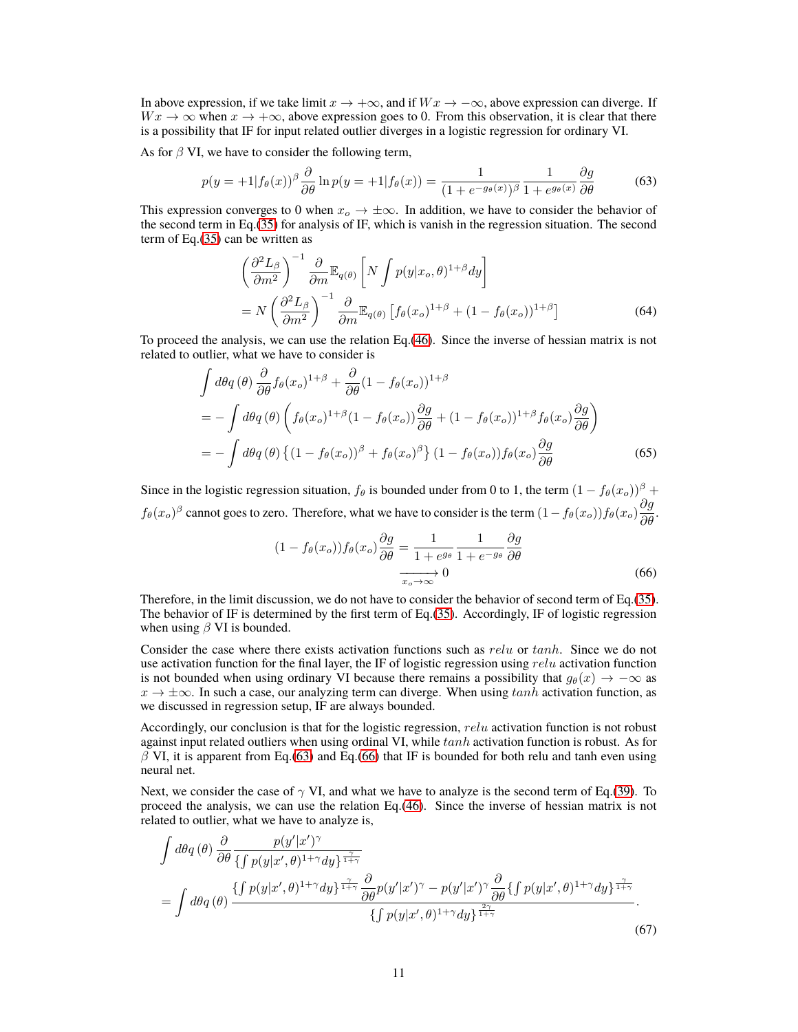In above expression, if we take limit $x \to +\infty$, and if $Wx \to -\infty$, above expression can diverge. If $Wx \to \infty$ when $x \to +\infty$, above expression goes to 0. From this observation, it is clear that there is a possibility that IF for input related outlier diverges in a logistic regression for ordinary VI.

As for $\beta$ VI, we have to consider the following term,

$$p(y = +1|f_\theta(x))^\beta \frac{\partial}{\partial \theta} \ln p(y = +1|f_\theta(x)) = \frac{1}{(1 + e^{-g_\theta(x)})^\beta} \frac{1}{1 + e^{g_\theta(x)}} \frac{\partial g}{\partial \theta} \tag{63}$$

This expression converges to 0 when $x_o \to \pm\infty$. In addition, we have to consider the behavior of the second term in Eq.(35) for analysis of IF, which is vanish in the regression situation. The second term of Eq.(35) can be written as

$$\begin{aligned}
&\left(\frac{\partial^2 L_\beta}{\partial m^2}\right)^{-1} \frac{\partial}{\partial m} \mathbb{E}_{q(\theta)} \left[ N \int p(y|x_o, \theta)^{1+\beta} dy \right] \\
&= N \left(\frac{\partial^2 L_\beta}{\partial m^2}\right)^{-1} \frac{\partial}{\partial m} \mathbb{E}_{q(\theta)} \left[ f_\theta(x_o)^{1+\beta} + (1 - f_\theta(x_o))^{1+\beta} \right]
\end{aligned} \tag{64}$$

To proceed the analysis, we can use the relation Eq.(46). Since the inverse of hessian matrix is not related to outlier, what we have to consider is

$$\begin{aligned}
&\int d\theta q(\theta) \frac{\partial}{\partial \theta} f_\theta(x_o)^{1+\beta} + \frac{\partial}{\partial \theta} (1 - f_\theta(x_o))^{1+\beta} \\
&= -\int d\theta q(\theta) \left( f_\theta(x_o)^{1+\beta} (1 - f_\theta(x_o)) \frac{\partial g}{\partial \theta} + (1 - f_\theta(x_o))^{1+\beta} f_\theta(x_o) \frac{\partial g}{\partial \theta} \right) \\
&= -\int d\theta q(\theta) \left\{ (1 - f_\theta(x_o))^\beta + f_\theta(x_o)^\beta \right\} (1 - f_\theta(x_o)) f_\theta(x_o) \frac{\partial g}{\partial \theta}
\end{aligned} \tag{65}$$

Since in the logistic regression situation, $f_\theta$ is bounded under from 0 to 1, the term $(1 - f_\theta(x_o))^\beta + f_\theta(x_o)^\beta$ cannot goes to zero. Therefore, what we have to consider is the term $(1 - f_\theta(x_o)) f_\theta(x_o) \frac{\partial g}{\partial \theta}$.

$$\begin{aligned}
(1 - f_\theta(x_o)) f_\theta(x_o) \frac{\partial g}{\partial \theta} &= \frac{1}{1 + e^{g_\theta}} \frac{1}{1 + e^{-g_\theta}} \frac{\partial g}{\partial \theta} \\
&\xrightarrow[x_o \to \infty]{} 0
\end{aligned} \tag{66}$$

Therefore, in the limit discussion, we do not have to consider the behavior of second term of Eq.(35). The behavior of IF is determined by the first term of Eq.(35). Accordingly, IF of logistic regression when using $\beta$ VI is bounded.

Consider the case where there exists activation functions such as $relu$ or $tanh$. Since we do not use activation function for the final layer, the IF of logistic regression using $relu$ activation function is not bounded when using ordinary VI because there remains a possibility that $g_\theta(x) \to -\infty$ as $x \to \pm\infty$. In such a case, our analyzing term can diverge. When using $tanh$ activation function, as we discussed in regression setup, IF are always bounded.

Accordingly, our conclusion is that for the logistic regression, $relu$ activation function is not robust against input related outliers when using ordinal VI, while $tanh$ activation function is robust. As for $\beta$ VI, it is apparent from Eq.(63) and Eq.(66) that IF is bounded for both relu and tanh even using neural net.

Next, we consider the case of $\gamma$ VI, and what we have to analyze is the second term of Eq.(39). To proceed the analysis, we can use the relation Eq.(46). Since the inverse of hessian matrix is not related to outlier, what we have to analyze is,

$$\begin{aligned}
&\int d\theta q(\theta) \frac{\partial}{\partial \theta} \frac{p(y'|x')^\gamma}{\{\int p(y|x', \theta)^{1+\gamma} dy\}^{\frac{\gamma}{1+\gamma}}} \\
&= \int d\theta q(\theta) \frac{\{\int p(y|x', \theta)^{1+\gamma} dy\}^{\frac{\gamma}{1+\gamma}} \frac{\partial}{\partial \theta} p(y'|x')^\gamma - p(y'|x')^\gamma \frac{\partial}{\partial \theta} \{\int p(y|x', \theta)^{1+\gamma} dy\}^{\frac{\gamma}{1+\gamma}}}{\{\int p(y|x', \theta)^{1+\gamma} dy\}^{\frac{2\gamma}{1+\gamma}}}.
\end{aligned} \tag{67}$$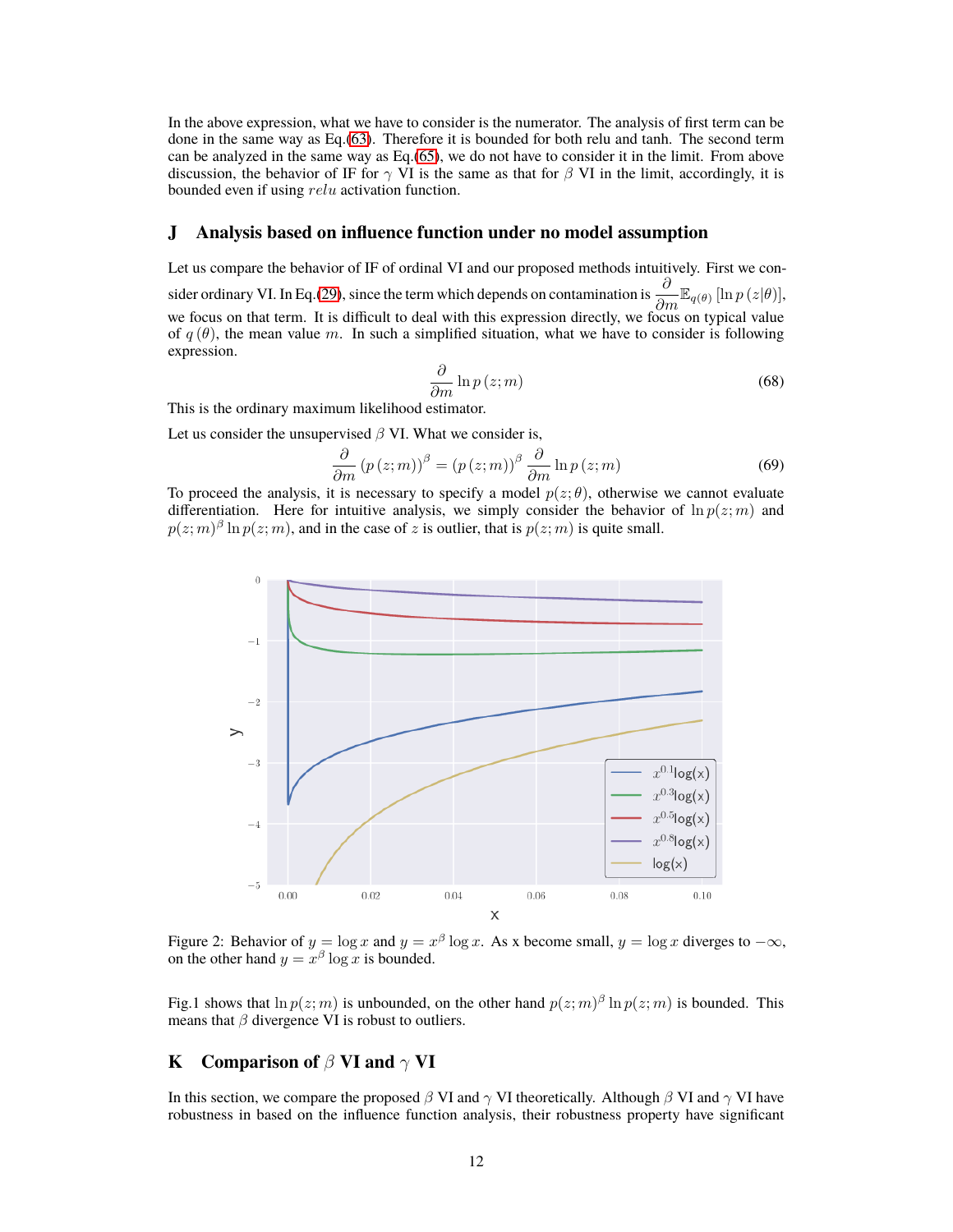In the above expression, what we have to consider is the numerator. The analysis of first term can be done in the same way as Eq.(63). Therefore it is bounded for both relu and tanh. The second term can be analyzed in the same way as Eq.(65), we do not have to consider it in the limit. From above discussion, the behavior of IF for $\gamma$ VI is the same as that for $\beta$ VI in the limit, accordingly, it is bounded even if using $relu$ activation function.

## J Analysis based on influence function under no model assumption

Let us compare the behavior of IF of ordinal VI and our proposed methods intuitively. First we consider ordinary VI. In Eq.(29), since the term which depends on contamination is $\frac{\partial}{\partial m}\mathbb{E}_{q(\theta)}\left[\ln p\left(z|\theta\right)\right]$, we focus on that term. It is difficult to deal with this expression directly, we focus on typical value of $q\left(\theta\right)$, the mean value $m$. In such a simplified situation, what we have to consider is following expression.

$$\frac{\partial}{\partial m}\ln p\left(z;m\right) \tag{68}$$

This is the ordinary maximum likelihood estimator.

Let us consider the unsupervised $\beta$ VI. What we consider is,

$$\frac{\partial}{\partial m}\left(p\left(z;m\right)\right)^{\beta} = \left(p\left(z;m\right)\right)^{\beta}\frac{\partial}{\partial m}\ln p\left(z;m\right) \tag{69}$$

To proceed the analysis, it is necessary to specify a model $p(z;\theta)$, otherwise we cannot evaluate differentiation. Here for intuitive analysis, we simply consider the behavior of $\ln p(z;m)$ and $p(z;m)^{\beta}\ln p(z;m)$, and in the case of $z$ is outlier, that is $p(z;m)$ is quite small.

Figure 2: Behavior of $y = \log x$ and $y = x^{\beta}\log x$. As x become small, $y = \log x$ diverges to $-\infty$, on the other hand $y = x^{\beta}\log x$ is bounded.

Fig.1 shows that $\ln p(z;m)$ is unbounded, on the other hand $p(z;m)^{\beta}\ln p(z;m)$ is bounded. This means that $\beta$ divergence VI is robust to outliers.

## K Comparison of $\beta$ VI and $\gamma$ VI

In this section, we compare the proposed $\beta$ VI and $\gamma$ VI theoretically. Although $\beta$ VI and $\gamma$ VI have robustness in based on the influence function analysis, their robustness property have significant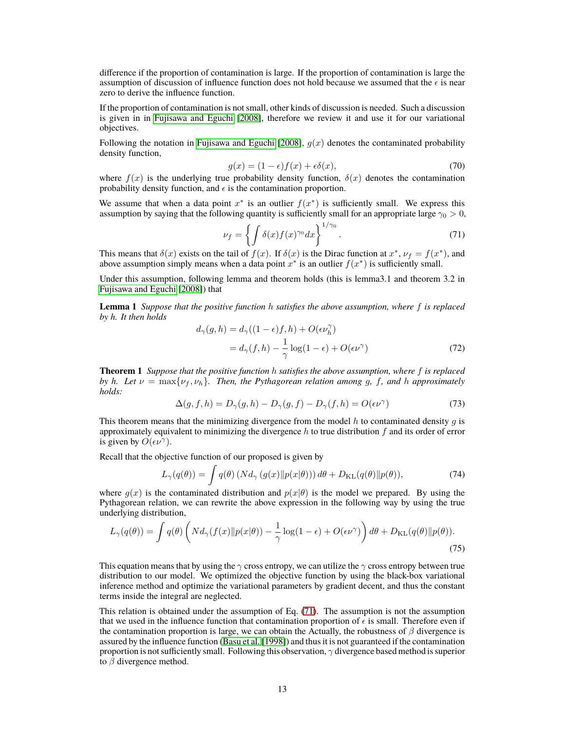difference if the proportion of contamination is large. If the proportion of contamination is large the assumption of discussion of influence function does not hold because we assumed that the $\epsilon$ is near zero to derive the influence function.

If the proportion of contamination is not small, other kinds of discussion is needed. Such a discussion is given in in Fujisawa and Eguchi [2008], therefore we review it and use it for our variational objectives.

Following the notation in Fujisawa and Eguchi [2008], $g(x)$ denotes the contaminated probability density function,

$$g(x) = (1-\epsilon)f(x) + \epsilon\delta(x), \tag{70}$$

where $f(x)$ is the underlying true probability density function, $\delta(x)$ denotes the contamination probability density function, and $\epsilon$ is the contamination proportion.

We assume that when a data point $x^*$ is an outlier $f(x^*)$ is sufficiently small. We express this assumption by saying that the following quantity is sufficiently small for an appropriate large $\gamma_0 > 0$,

$$\nu_f = \left\{ \int \delta(x) f(x)^{\gamma_0} dx \right\}^{1/\gamma_0}. \tag{71}$$

This means that $\delta(x)$ exists on the tail of $f(x)$. If $\delta(x)$ is the Dirac function at $x^*$, $\nu_f = f(x^*)$, and above assumption simply means when a data point $x^*$ is an outlier $f(x^*)$ is sufficiently small.

Under this assumption, following lemma and theorem holds (this is lemma3.1 and theorem 3.2 in Fujisawa and Eguchi [2008]) that

**Lemma 1** *Suppose that the positive function $h$ satisfies the above assumption, where $f$ is replaced by $h$. It then holds*

$$\begin{aligned} d_\gamma(g,h) &= d_\gamma((1-\epsilon)f, h) + O(\epsilon\nu_h^\gamma) \\ &= d_\gamma(f,h) - \frac{1}{\gamma}\log(1-\epsilon) + O(\epsilon\nu^\gamma) \end{aligned} \tag{72}$$

**Theorem 1** *Suppose that the positive function $h$ satisfies the above assumption, where $f$ is replaced by $h$. Let $\nu = \max\{\nu_f, \nu_h\}$. Then, the Pythagorean relation among $g$, $f$, and $h$ approximately holds:*

$$\Delta(g,f,h) = D_\gamma(g,h) - D_\gamma(g,f) - D_\gamma(f,h) = O(\epsilon\nu^\gamma) \tag{73}$$

This theorem means that the minimizing divergence from the model $h$ to contaminated density $g$ is approximately equivalent to minimizing the divergence $h$ to true distribution $f$ and its order of error is given by $O(\epsilon\nu^\gamma)$.

Recall that the objective function of our proposed is given by

$$L_\gamma(q(\theta)) = \int q(\theta) \left( N d_\gamma \left( g(x) \| p(x|\theta) \right) \right) d\theta + D_{\mathrm{KL}}(q(\theta)\|p(\theta)), \tag{74}$$

where $g(x)$ is the contaminated distribution and $p(x|\theta)$ is the model we prepared. By using the Pythagorean relation, we can rewrite the above expression in the following way by using the true underlying distribution,

$$L_\gamma(q(\theta)) = \int q(\theta) \left( N d_\gamma(f(x)\|p(x|\theta)) - \frac{1}{\gamma}\log(1-\epsilon) + O(\epsilon\nu^\gamma) \right) d\theta + D_{\mathrm{KL}}(q(\theta)\|p(\theta)). \tag{75}$$

This equation means that by using the $\gamma$ cross entropy, we can utilize the $\gamma$ cross entropy between true distribution to our model. We optimized the objective function by using the black-box variational inference method and optimize the variational parameters by gradient decent, and thus the constant terms inside the integral are neglected.

This relation is obtained under the assumption of Eq. (71). The assumption is not the assumption that we used in the influence function that contamination proportion of $\epsilon$ is small. Therefore even if the contamination proportion is large, we can obtain the Actually, the robustness of $\beta$ divergence is assured by the influence function (Basu et al. [1998]) and thus it is not guaranteed if the contamination proportion is not sufficiently small. Following this observation, $\gamma$ divergence based method is superior to $\beta$ divergence method.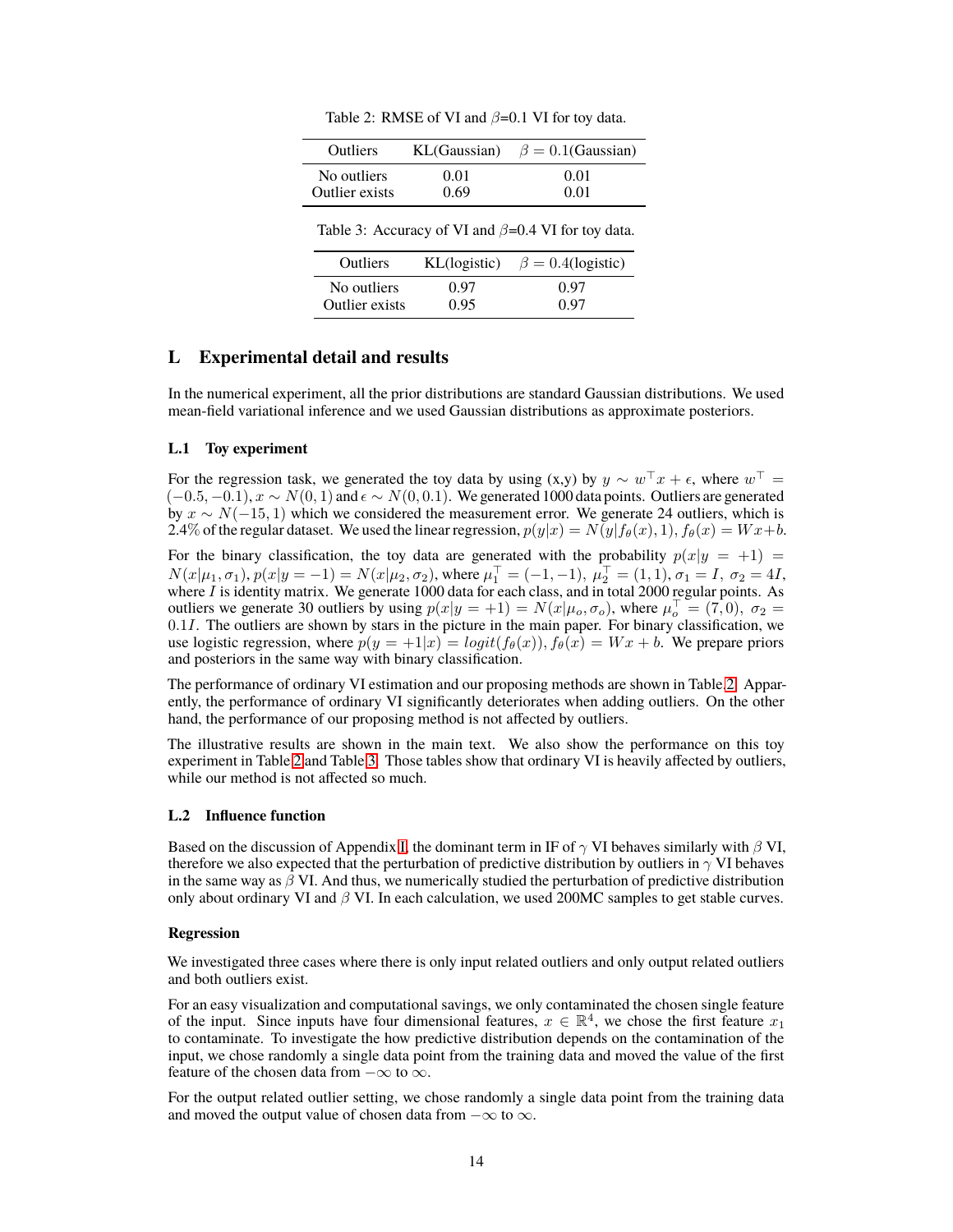Table 2: RMSE of VI and $\beta$=0.1 VI for toy data.

| Outliers | KL(Gaussian) | $\beta = 0.1$(Gaussian) |
|---|---|---|
| No outliers | 0.01 | 0.01 |
| Outlier exists | 0.69 | 0.01 |

Table 3: Accuracy of VI and $\beta$=0.4 VI for toy data.

| Outliers | KL(logistic) | $\beta = 0.4$(logistic) |
|---|---|---|
| No outliers | 0.97 | 0.97 |
| Outlier exists | 0.95 | 0.97 |

## L Experimental detail and results

In the numerical experiment, all the prior distributions are standard Gaussian distributions. We used mean-field variational inference and we used Gaussian distributions as approximate posteriors.

### L.1 Toy experiment

For the regression task, we generated the toy data by using (x,y) by $y \sim w^\top x + \epsilon$, where $w^\top = (-0.5, -0.1)$, $x \sim N(0, 1)$ and $\epsilon \sim N(0, 0.1)$. We generated 1000 data points. Outliers are generated by $x \sim N(-15, 1)$ which we considered the measurement error. We generate 24 outliers, which is 2.4% of the regular dataset. We used the linear regression, $p(y|x) = N(y|f_\theta(x), 1)$, $f_\theta(x) = Wx+b$.

For the binary classification, the toy data are generated with the probability $p(x|y = +1) = N(x|\mu_1, \sigma_1)$, $p(x|y = -1) = N(x|\mu_2, \sigma_2)$, where $\mu_1^\top = (-1, -1)$, $\mu_2^\top = (1, 1)$, $\sigma_1 = I$, $\sigma_2 = 4I$, where $I$ is identity matrix. We generate 1000 data for each class, and in total 2000 regular points. As outliers we generate 30 outliers by using $p(x|y = +1) = N(x|\mu_o, \sigma_o)$, where $\mu_o^\top = (7, 0)$, $\sigma_2 = 0.1I$. The outliers are shown by stars in the picture in the main paper. For binary classification, we use logistic regression, where $p(y = +1|x) = logit(f_\theta(x))$, $f_\theta(x) = Wx + b$. We prepare priors and posteriors in the same way with binary classification.

The performance of ordinary VI estimation and our proposing methods are shown in Table 2. Apparently, the performance of ordinary VI significantly deteriorates when adding outliers. On the other hand, the performance of our proposing method is not affected by outliers.

The illustrative results are shown in the main text. We also show the performance on this toy experiment in Table 2 and Table 3. Those tables show that ordinary VI is heavily affected by outliers, while our method is not affected so much.

### L.2 Influence function

Based on the discussion of Appendix I, the dominant term in IF of $\gamma$ VI behaves similarly with $\beta$ VI, therefore we also expected that the perturbation of predictive distribution by outliers in $\gamma$ VI behaves in the same way as $\beta$ VI. And thus, we numerically studied the perturbation of predictive distribution only about ordinary VI and $\beta$ VI. In each calculation, we used 200MC samples to get stable curves.

**Regression**

We investigated three cases where there is only input related outliers and only output related outliers and both outliers exist.

For an easy visualization and computational savings, we only contaminated the chosen single feature of the input. Since inputs have four dimensional features, $x \in \mathbb{R}^4$, we chose the first feature $x_1$ to contaminate. To investigate the how predictive distribution depends on the contamination of the input, we chose randomly a single data point from the training data and moved the value of the first feature of the chosen data from $-\infty$ to $\infty$.

For the output related outlier setting, we chose randomly a single data point from the training data and moved the output value of chosen data from $-\infty$ to $\infty$.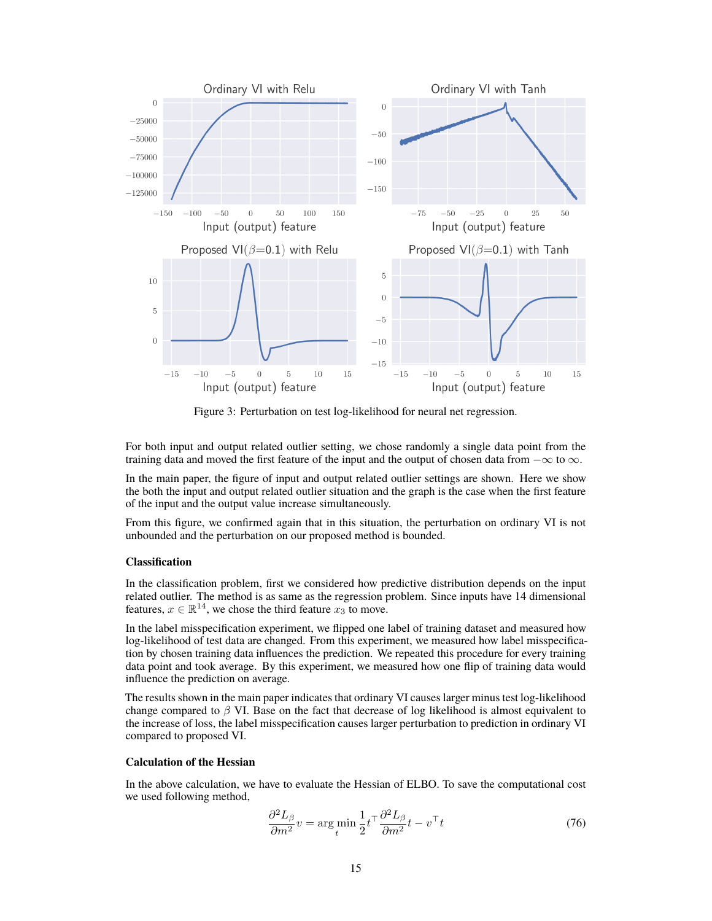Figure 3: Perturbation on test log-likelihood for neural net regression.

For both input and output related outlier setting, we chose randomly a single data point from the training data and moved the first feature of the input and the output of chosen data from $-\infty$ to $\infty$.

In the main paper, the figure of input and output related outlier settings are shown. Here we show the both the input and output related outlier situation and the graph is the case when the first feature of the input and the output value increase simultaneously.

From this figure, we confirmed again that in this situation, the perturbation on ordinary VI is not unbounded and the perturbation on our proposed method is bounded.

### Classification

In the classification problem, first we considered how predictive distribution depends on the input related outlier. The method is as same as the regression problem. Since inputs have 14 dimensional features, $x \in \mathbb{R}^{14}$, we chose the third feature $x_3$ to move.

In the label misspecification experiment, we flipped one label of training dataset and measured how log-likelihood of test data are changed. From this experiment, we measured how label misspecification by chosen training data influences the prediction. We repeated this procedure for every training data point and took average. By this experiment, we measured how one flip of training data would influence the prediction on average.

The results shown in the main paper indicates that ordinary VI causes larger minus test log-likelihood change compared to $\beta$ VI. Base on the fact that decrease of log likelihood is almost equivalent to the increase of loss, the label misspecification causes larger perturbation to prediction in ordinary VI compared to proposed VI.

### Calculation of the Hessian

In the above calculation, we have to evaluate the Hessian of ELBO. To save the computational cost we used following method,

$$\frac{\partial^2 L_\beta}{\partial m^2} v = \arg\min_t \frac{1}{2} t^\top \frac{\partial^2 L_\beta}{\partial m^2} t - v^\top t \tag{76}$$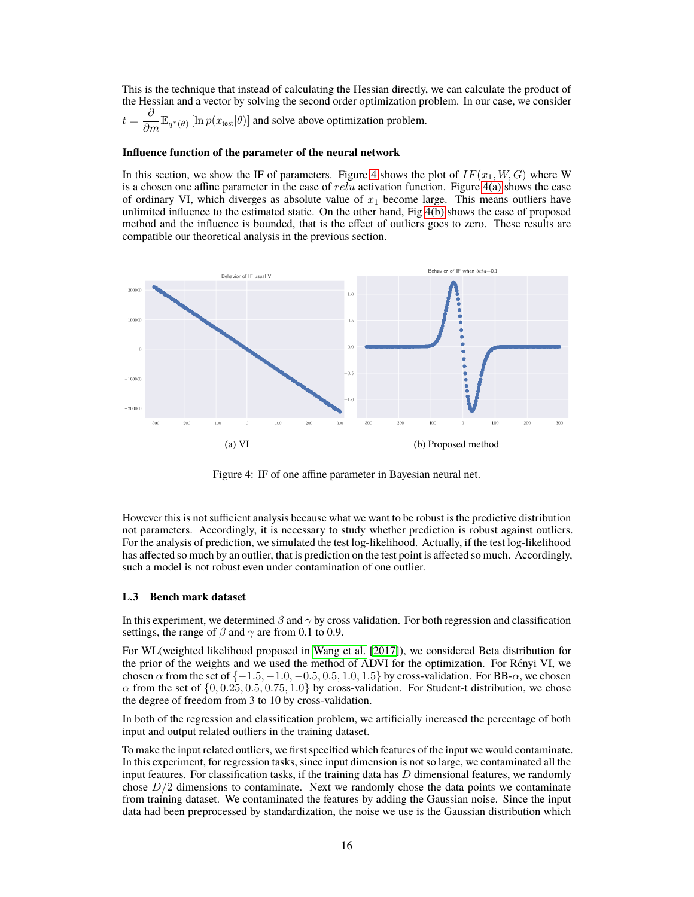This is the technique that instead of calculating the Hessian directly, we can calculate the product of the Hessian and a vector by solving the second order optimization problem. In our case, we consider $t = \frac{\partial}{\partial m}\mathbb{E}_{q^*(\theta)}\left[\ln p(x_{\text{test}}|\theta)\right]$ and solve above optimization problem.

**Influence function of the parameter of the neural network**

In this section, we show the IF of parameters. Figure 4 shows the plot of $IF(x_1, W, G)$ where W is a chosen one affine parameter in the case of $relu$ activation function. Figure 4(a) shows the case of ordinary VI, which diverges as absolute value of $x_1$ become large. This means outliers have unlimited influence to the estimated static. On the other hand, Fig 4(b) shows the case of proposed method and the influence is bounded, that is the effect of outliers goes to zero. These results are compatible our theoretical analysis in the previous section.

(a) VI

(b) Proposed method

Figure 4: IF of one affine parameter in Bayesian neural net.

However this is not sufficient analysis because what we want to be robust is the predictive distribution not parameters. Accordingly, it is necessary to study whether prediction is robust against outliers. For the analysis of prediction, we simulated the test log-likelihood. Actually, if the test log-likelihood has affected so much by an outlier, that is prediction on the test point is affected so much. Accordingly, such a model is not robust even under contamination of one outlier.

### L.3 Bench mark dataset

In this experiment, we determined $\beta$ and $\gamma$ by cross validation. For both regression and classification settings, the range of $\beta$ and $\gamma$ are from 0.1 to 0.9.

For WL(weighted likelihood proposed in Wang et al. [2017]), we considered Beta distribution for the prior of the weights and we used the method of ADVI for the optimization. For Rényi VI, we chosen $\alpha$ from the set of $\{-1.5, -1.0, -0.5, 0.5, 1.0, 1.5\}$ by cross-validation. For BB-$\alpha$, we chosen $\alpha$ from the set of $\{0, 0.25, 0.5, 0.75, 1.0\}$ by cross-validation. For Student-t distribution, we chose the degree of freedom from 3 to 10 by cross-validation.

In both of the regression and classification problem, we artificially increased the percentage of both input and output related outliers in the training dataset.

To make the input related outliers, we first specified which features of the input we would contaminate. In this experiment, for regression tasks, since input dimension is not so large, we contaminated all the input features. For classification tasks, if the training data has $D$ dimensional features, we randomly chose $D/2$ dimensions to contaminate. Next we randomly chose the data points we contaminate from training dataset. We contaminated the features by adding the Gaussian noise. Since the input data had been preprocessed by standardization, the noise we use is the Gaussian distribution which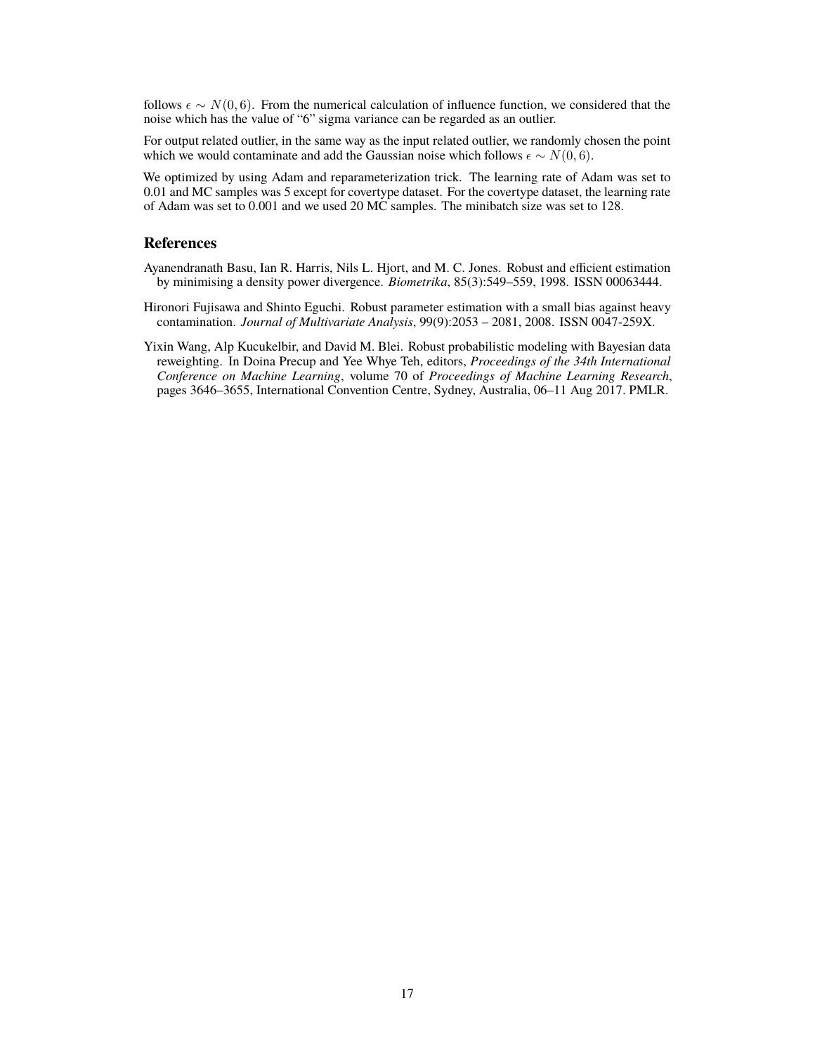follows $\epsilon \sim N(0, 6)$. From the numerical calculation of influence function, we considered that the noise which has the value of "6" sigma variance can be regarded as an outlier.

For output related outlier, in the same way as the input related outlier, we randomly chosen the point which we would contaminate and add the Gaussian noise which follows $\epsilon \sim N(0, 6)$.

We optimized by using Adam and reparameterization trick. The learning rate of Adam was set to 0.01 and MC samples was 5 except for covertype dataset. For the covertype dataset, the learning rate of Adam was set to 0.001 and we used 20 MC samples. The minibatch size was set to 128.

## References

Ayanendranath Basu, Ian R. Harris, Nils L. Hjort, and M. C. Jones. Robust and efficient estimation by minimising a density power divergence. *Biometrika*, 85(3):549–559, 1998. ISSN 00063444.

Hironori Fujisawa and Shinto Eguchi. Robust parameter estimation with a small bias against heavy contamination. *Journal of Multivariate Analysis*, 99(9):2053 – 2081, 2008. ISSN 0047-259X.

Yixin Wang, Alp Kucukelbir, and David M. Blei. Robust probabilistic modeling with Bayesian data reweighting. In Doina Precup and Yee Whye Teh, editors, *Proceedings of the 34th International Conference on Machine Learning*, volume 70 of *Proceedings of Machine Learning Research*, pages 3646–3655, International Convention Centre, Sydney, Australia, 06–11 Aug 2017. PMLR.